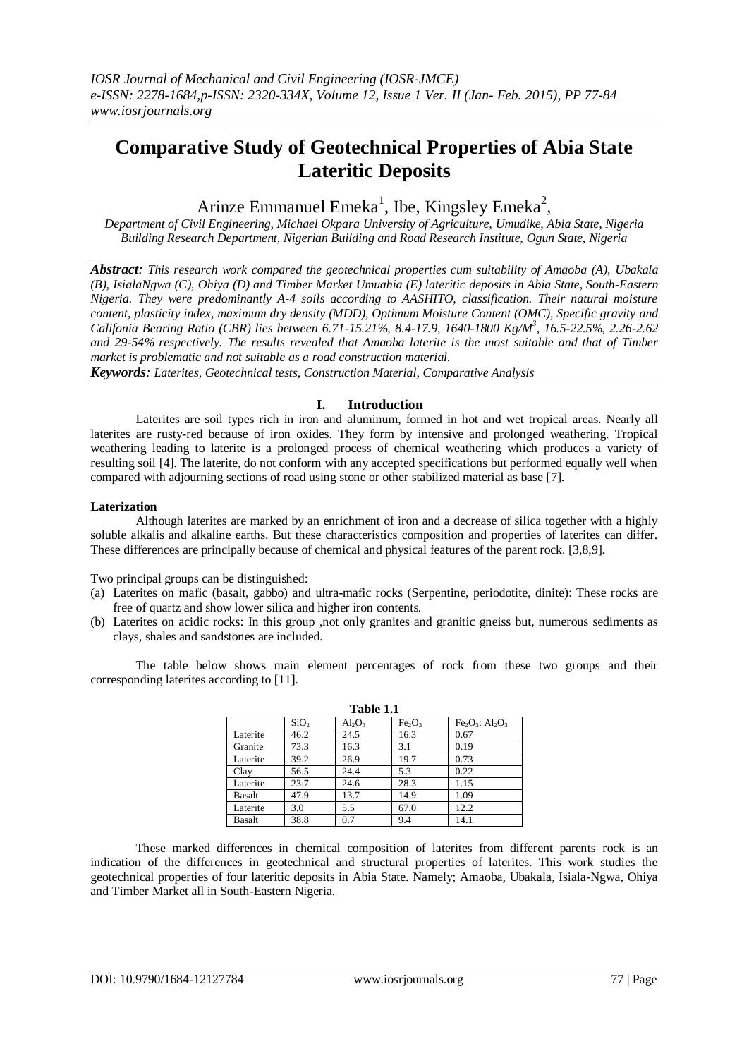# Comparative Study of Geotechnical Properties of Abia State Lateritic Deposits

Arinze Emmanuel Emeka[1], Ibe, Kingsley Emeka[2],

*Department of Civil Engineering, Michael Okpara University of Agriculture, Umudike, Abia State, Nigeria*
*Building Research Department, Nigerian Building and Road Research Institute, Ogun State, Nigeria*

***Abstract**: This research work compared the geotechnical properties cum suitability of Amaoba (A), Ubakala (B), IsialaNgwa (C), Ohiya (D) and Timber Market Umuahia (E) lateritic deposits in Abia State, South-Eastern Nigeria. They were predominantly A-4 soils according to AASHITO, classification. Their natural moisture content, plasticity index, maximum dry density (MDD), Optimum Moisture Content (OMC), Specific gravity and Califonia Bearing Ratio (CBR) lies between 6.71-15.21%, 8.4-17.9, 1640-1800 Kg/M$^3$, 16.5-22.5%, 2.26-2.62 and 29-54% respectively. The results revealed that Amaoba laterite is the most suitable and that of Timber market is problematic and not suitable as a road construction material.*

***Keywords**: Laterites, Geotechnical tests, Construction Material, Comparative Analysis*

## I. Introduction

Laterites are soil types rich in iron and aluminum, formed in hot and wet tropical areas. Nearly all laterites are rusty-red because of iron oxides. They form by intensive and prolonged weathering. Tropical weathering leading to laterite is a prolonged process of chemical weathering which produces a variety of resulting soil [4]. The laterite, do not conform with any accepted specifications but performed equally well when compared with adjourning sections of road using stone or other stabilized material as base [7].

### Laterization

Although laterites are marked by an enrichment of iron and a decrease of silica together with a highly soluble alkalis and alkaline earths. But these characteristics composition and properties of laterites can differ. These differences are principally because of chemical and physical features of the parent rock. [3,8,9].

Two principal groups can be distinguished:

(a) Laterites on mafic (basalt, gabbo) and ultra-mafic rocks (Serpentine, periodotite, dinite): These rocks are free of quartz and show lower silica and higher iron contents.
(b) Laterites on acidic rocks: In this group ,not only granites and granitic gneiss but, numerous sediments as clays, shales and sandstones are included.

The table below shows main element percentages of rock from these two groups and their corresponding laterites according to [11].

**Table 1.1**

| | $SiO_2$ | $Al_2O_3$ | $Fe_2O_3$ | $Fe_2O_3$: $Al_2O_3$ |
|---|---|---|---|---|
| Laterite | 46.2 | 24.5 | 16.3 | 0.67 |
| Granite | 73.3 | 16.3 | 3.1 | 0.19 |
| Laterite | 39.2 | 26.9 | 19.7 | 0.73 |
| Clay | 56.5 | 24.4 | 5.3 | 0.22 |
| Laterite | 23.7 | 24.6 | 28.3 | 1.15 |
| Basalt | 47.9 | 13.7 | 14.9 | 1.09 |
| Laterite | 3.0 | 5.5 | 67.0 | 12.2 |
| Basalt | 38.8 | 0.7 | 9.4 | 14.1 |

These marked differences in chemical composition of laterites from different parents rock is an indication of the differences in geotechnical and structural properties of laterites. This work studies the geotechnical properties of four lateritic deposits in Abia State. Namely; Amaoba, Ubakala, Isiala-Ngwa, Ohiya and Timber Market all in South-Eastern Nigeria.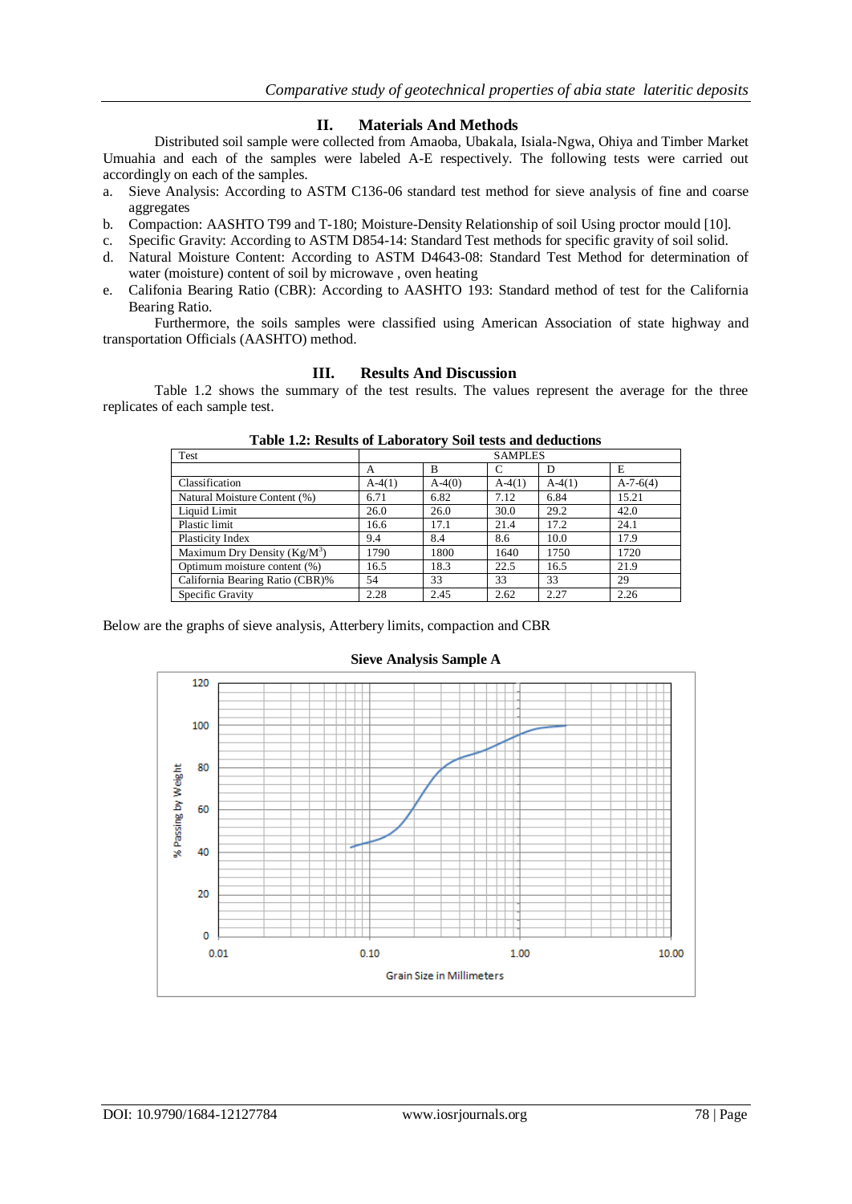## II. Materials And Methods

Distributed soil sample were collected from Amaoba, Ubakala, Isiala-Ngwa, Ohiya and Timber Market Umuahia and each of the samples were labeled A-E respectively. The following tests were carried out accordingly on each of the samples.

a. Sieve Analysis: According to ASTM C136-06 standard test method for sieve analysis of fine and coarse aggregates
b. Compaction: AASHTO T99 and T-180; Moisture-Density Relationship of soil Using proctor mould [10].
c. Specific Gravity: According to ASTM D854-14: Standard Test methods for specific gravity of soil solid.
d. Natural Moisture Content: According to ASTM D4643-08: Standard Test Method for determination of water (moisture) content of soil by microwave , oven heating
e. Califonia Bearing Ratio (CBR): According to AASHTO 193: Standard method of test for the California Bearing Ratio.

Furthermore, the soils samples were classified using American Association of state highway and transportation Officials (AASHTO) method.

## III. Results And Discussion

Table 1.2 shows the summary of the test results. The values represent the average for the three replicates of each sample test.

**Table 1.2: Results of Laboratory Soil tests and deductions**

| Test | SAMPLES | | | | |
|---|---|---|---|---|---|
| | A | B | C | D | E |
| Classification | A-4(1) | A-4(0) | A-4(1) | A-4(1) | A-7-6(4) |
| Natural Moisture Content (%) | 6.71 | 6.82 | 7.12 | 6.84 | 15.21 |
| Liquid Limit | 26.0 | 26.0 | 30.0 | 29.2 | 42.0 |
| Plastic limit | 16.6 | 17.1 | 21.4 | 17.2 | 24.1 |
| Plasticity Index | 9.4 | 8.4 | 8.6 | 10.0 | 17.9 |
| Maximum Dry Density ($Kg/M^3$) | 1790 | 1800 | 1640 | 1750 | 1720 |
| Optimum moisture content (%) | 16.5 | 18.3 | 22.5 | 16.5 | 21.9 |
| California Bearing Ratio (CBR)% | 54 | 33 | 33 | 33 | 29 |
| Specific Gravity | 2.28 | 2.45 | 2.62 | 2.27 | 2.26 |

Below are the graphs of sieve analysis, Atterbery limits, compaction and CBR

**Sieve Analysis Sample A**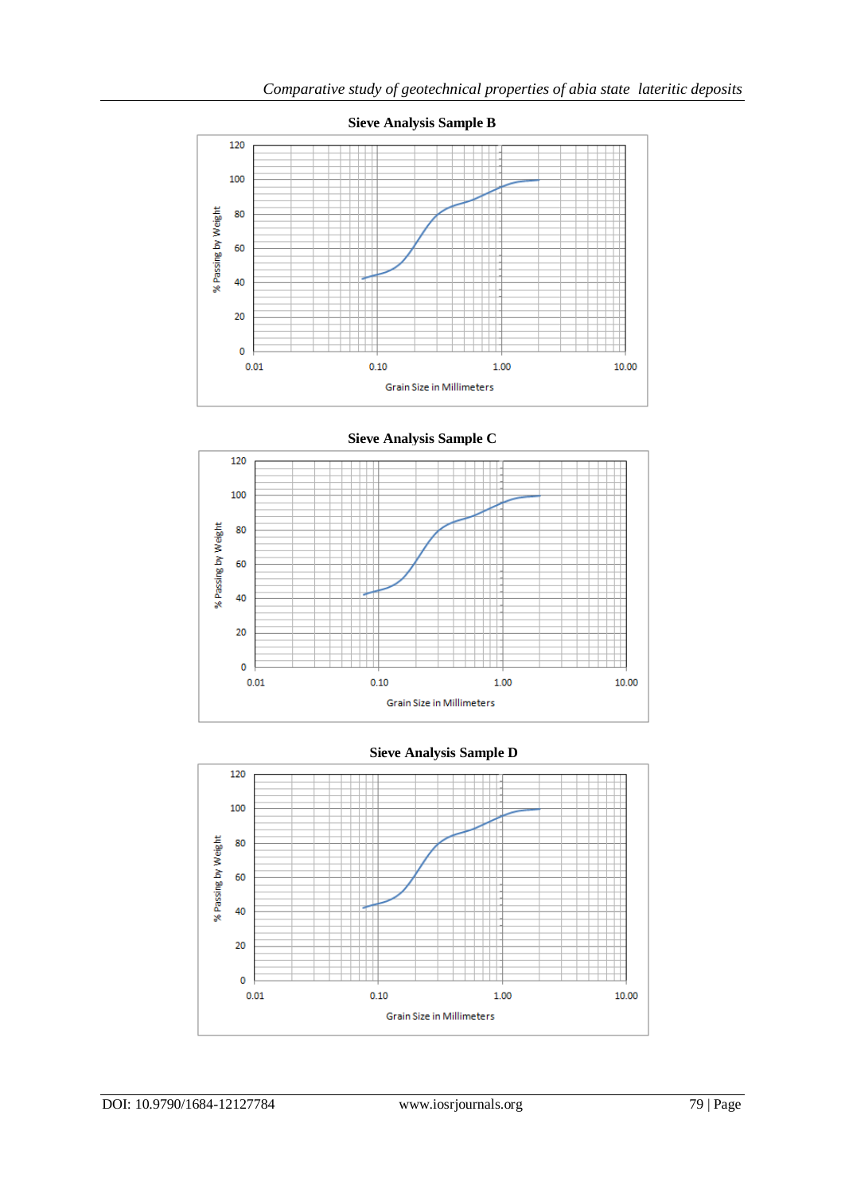**Sieve Analysis Sample B**

% Passing by Weight

Grain Size in Millimeters

**Sieve Analysis Sample C**

% Passing by Weight

Grain Size in Millimeters

**Sieve Analysis Sample D**

% Passing by Weight

Grain Size in Millimeters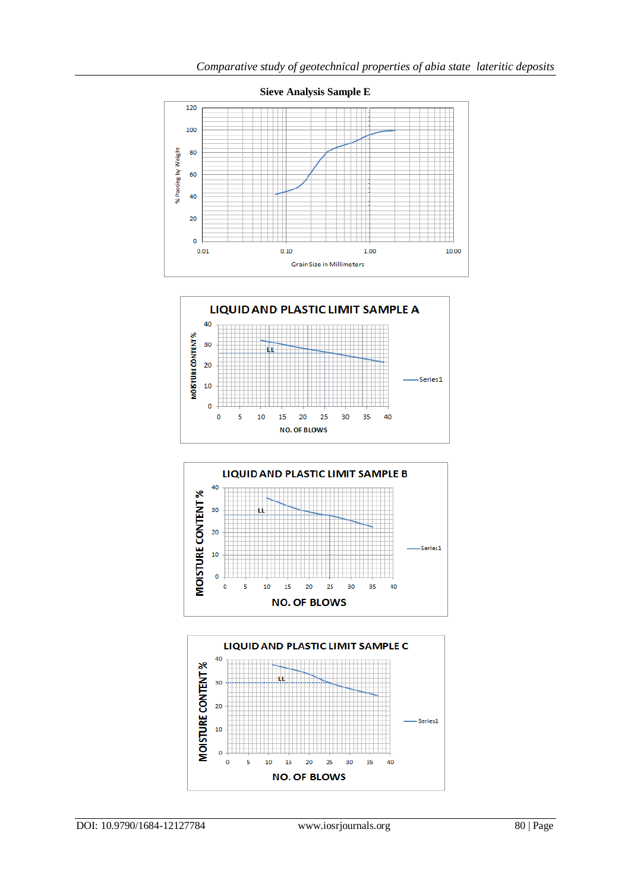**Sieve Analysis Sample E**

**LIQUID AND PLASTIC LIMIT SAMPLE A**

**LIQUID AND PLASTIC LIMIT SAMPLE B**

**LIQUID AND PLASTIC LIMIT SAMPLE C**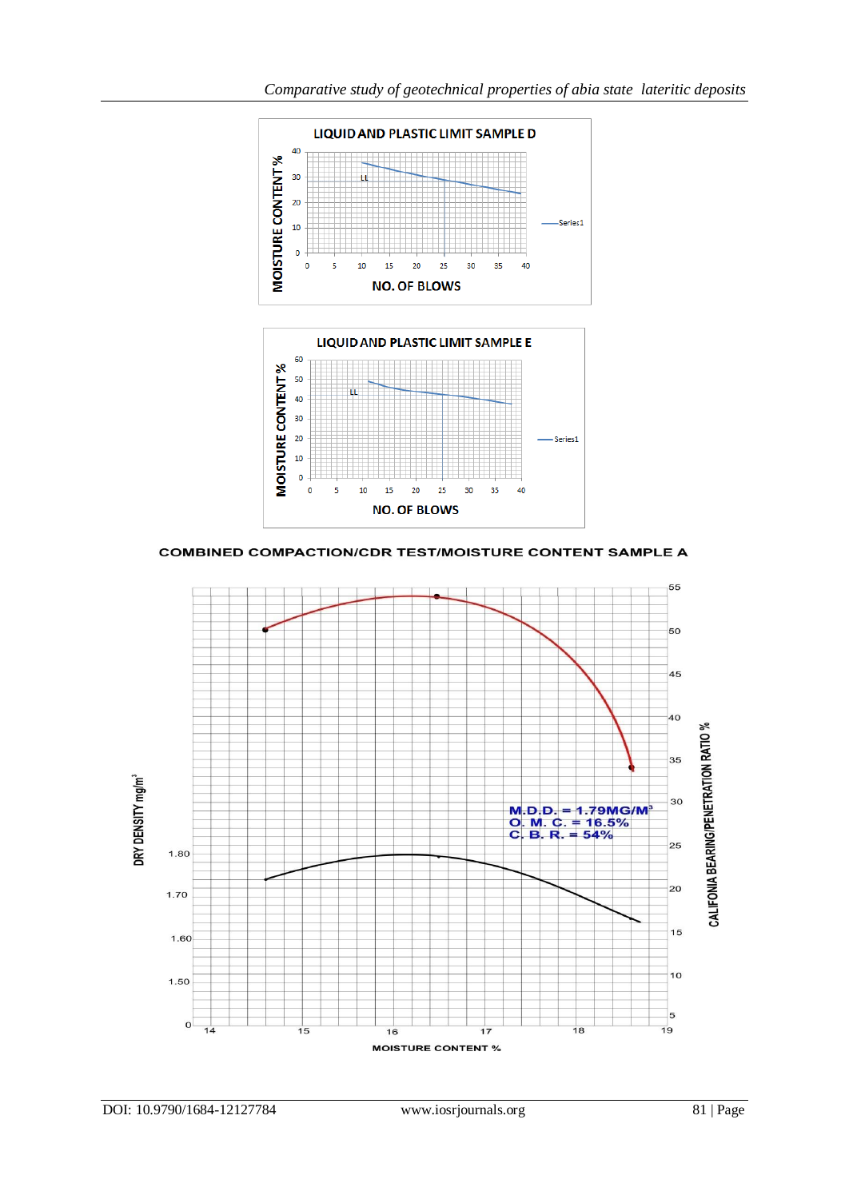LIQUID AND PLASTIC LIMIT SAMPLE D

LIQUID AND PLASTIC LIMIT SAMPLE E

COMBINED COMPACTION/CDR TEST/MOISTURE CONTENT SAMPLE A

M.D.D. = 1.79MG/M³
O. M. C. = 16.5%
C. B. R. = 54%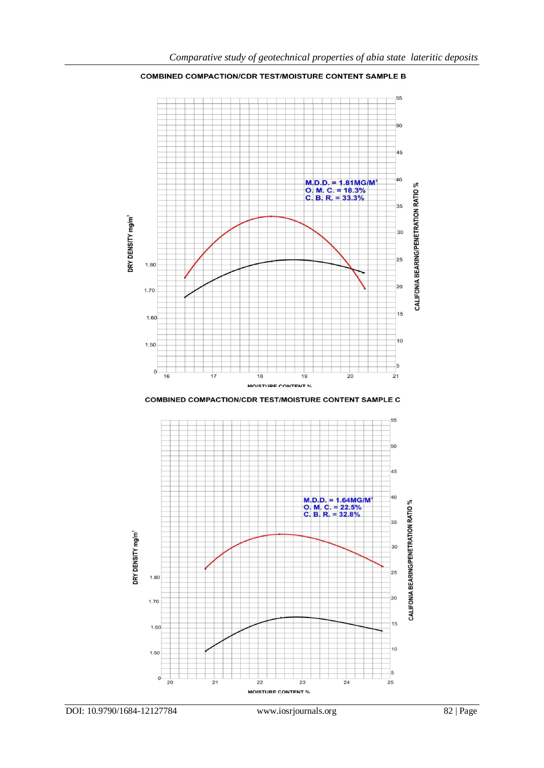**COMBINED COMPACTION/CDR TEST/MOISTURE CONTENT SAMPLE B**

M.D.D. = 1.81MG/M$^3$
O. M. C. = 18.3%
C. B. R. = 33.3%

**COMBINED COMPACTION/CDR TEST/MOISTURE CONTENT SAMPLE C**

M.D.D. = 1.64MG/M$^3$
O. M. C. = 22.5%
C. B. R. = 32.8%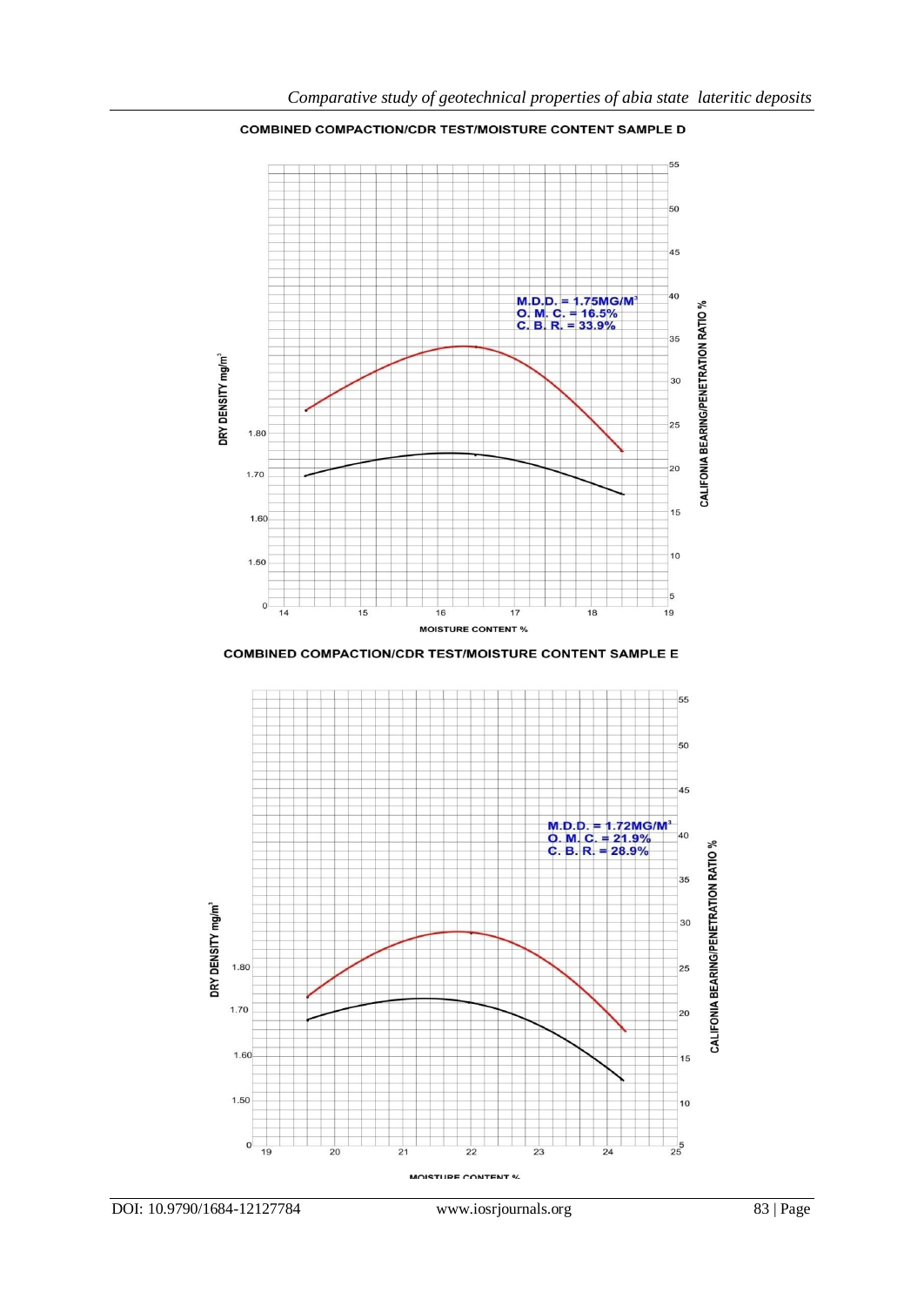**COMBINED COMPACTION/CDR TEST/MOISTURE CONTENT SAMPLE D**

M.D.D. = 1.75MG/M$^3$
O. M. C. = 16.5%
C. B. R. = 33.9%

DRY DENSITY mg/m$^3$

CALIFONIA BEARING/PENETRATION RATIO %

MOISTURE CONTENT %

**COMBINED COMPACTION/CDR TEST/MOISTURE CONTENT SAMPLE E**

M.D.D. = 1.72MG/M$^3$
O. M. C. = 21.9%
C. B. R. = 28.9%

DRY DENSITY mg/m$^3$

CALIFONIA BEARING/PENETRATION RATIO %

MOISTURE CONTENT %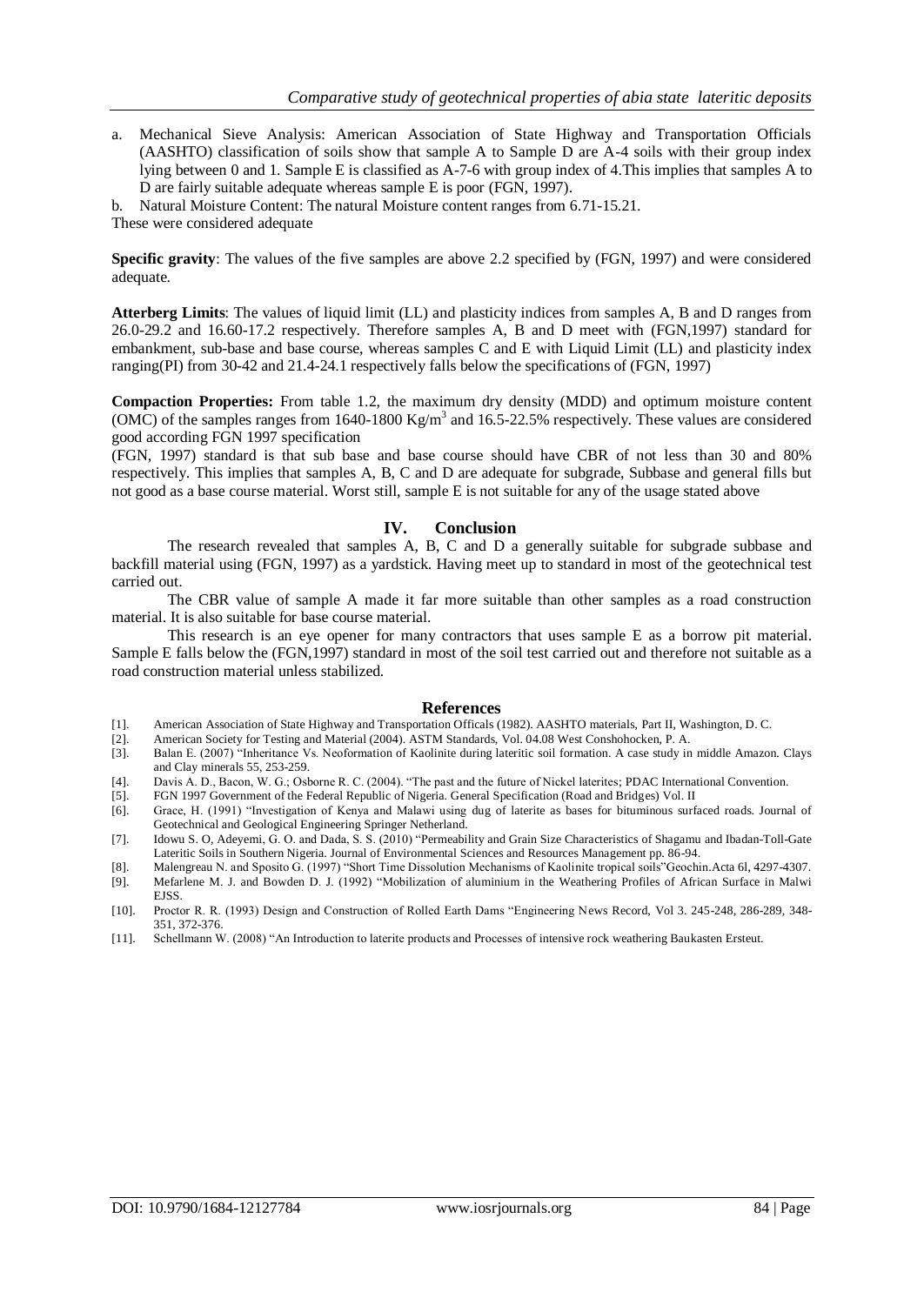a. Mechanical Sieve Analysis: American Association of State Highway and Transportation Officials (AASHTO) classification of soils show that sample A to Sample D are A-4 soils with their group index lying between 0 and 1. Sample E is classified as A-7-6 with group index of 4.This implies that samples A to D are fairly suitable adequate whereas sample E is poor (FGN, 1997).

b. Natural Moisture Content: The natural Moisture content ranges from 6.71-15.21.

These were considered adequate

**Specific gravity**: The values of the five samples are above 2.2 specified by (FGN, 1997) and were considered adequate.

**Atterberg Limits**: The values of liquid limit (LL) and plasticity indices from samples A, B and D ranges from 26.0-29.2 and 16.60-17.2 respectively. Therefore samples A, B and D meet with (FGN,1997) standard for embankment, sub-base and base course, whereas samples C and E with Liquid Limit (LL) and plasticity index ranging(PI) from 30-42 and 21.4-24.1 respectively falls below the specifications of (FGN, 1997)

**Compaction Properties:** From table 1.2, the maximum dry density (MDD) and optimum moisture content (OMC) of the samples ranges from 1640-1800 $Kg/m^3$ and 16.5-22.5% respectively. These values are considered good according FGN 1997 specification

(FGN, 1997) standard is that sub base and base course should have CBR of not less than 30 and 80% respectively. This implies that samples A, B, C and D are adequate for subgrade, Subbase and general fills but not good as a base course material. Worst still, sample E is not suitable for any of the usage stated above

## IV. Conclusion

The research revealed that samples A, B, C and D a generally suitable for subgrade subbase and backfill material using (FGN, 1997) as a yardstick. Having meet up to standard in most of the geotechnical test carried out.

The CBR value of sample A made it far more suitable than other samples as a road construction material. It is also suitable for base course material.

This research is an eye opener for many contractors that uses sample E as a borrow pit material. Sample E falls below the (FGN,1997) standard in most of the soil test carried out and therefore not suitable as a road construction material unless stabilized.

## References

[1]. American Association of State Highway and Transportation Officals (1982). AASHTO materials, Part II, Washington, D. C.

[2]. American Society for Testing and Material (2004). ASTM Standards, Vol. 04.08 West Conshohocken, P. A.

[3]. Balan E. (2007) "Inheritance Vs. Neoformation of Kaolinite during lateritic soil formation. A case study in middle Amazon. Clays and Clay minerals 55, 253-259.

[4]. Davis A. D., Bacon, W. G.; Osborne R. C. (2004). "The past and the future of Nickel laterites; PDAC International Convention.

[5]. FGN 1997 Government of the Federal Republic of Nigeria. General Specification (Road and Bridges) Vol. II

[6]. Grace, H. (1991) "Investigation of Kenya and Malawi using dug of laterite as bases for bituminous surfaced roads. Journal of Geotechnical and Geological Engineering Springer Netherland.

[7]. Idowu S. O, Adeyemi, G. O. and Dada, S. S. (2010) "Permeability and Grain Size Characteristics of Shagamu and Ibadan-Toll-Gate Lateritic Soils in Southern Nigeria. Journal of Environmental Sciences and Resources Management pp. 86-94.

[8]. Malengreau N. and Sposito G. (1997) "Short Time Dissolution Mechanisms of Kaolinite tropical soils"Geochin.Acta 6l, 4297-4307.

[9]. Mefarlene M. J. and Bowden D. J. (1992) "Mobilization of aluminium in the Weathering Profiles of African Surface in Malwi EJSS.

[10]. Proctor R. R. (1993) Design and Construction of Rolled Earth Dams "Engineering News Record, Vol 3. 245-248, 286-289, 348-351, 372-376.

[11]. Schellmann W. (2008) "An Introduction to laterite products and Processes of intensive rock weathering Baukasten Ersteut.